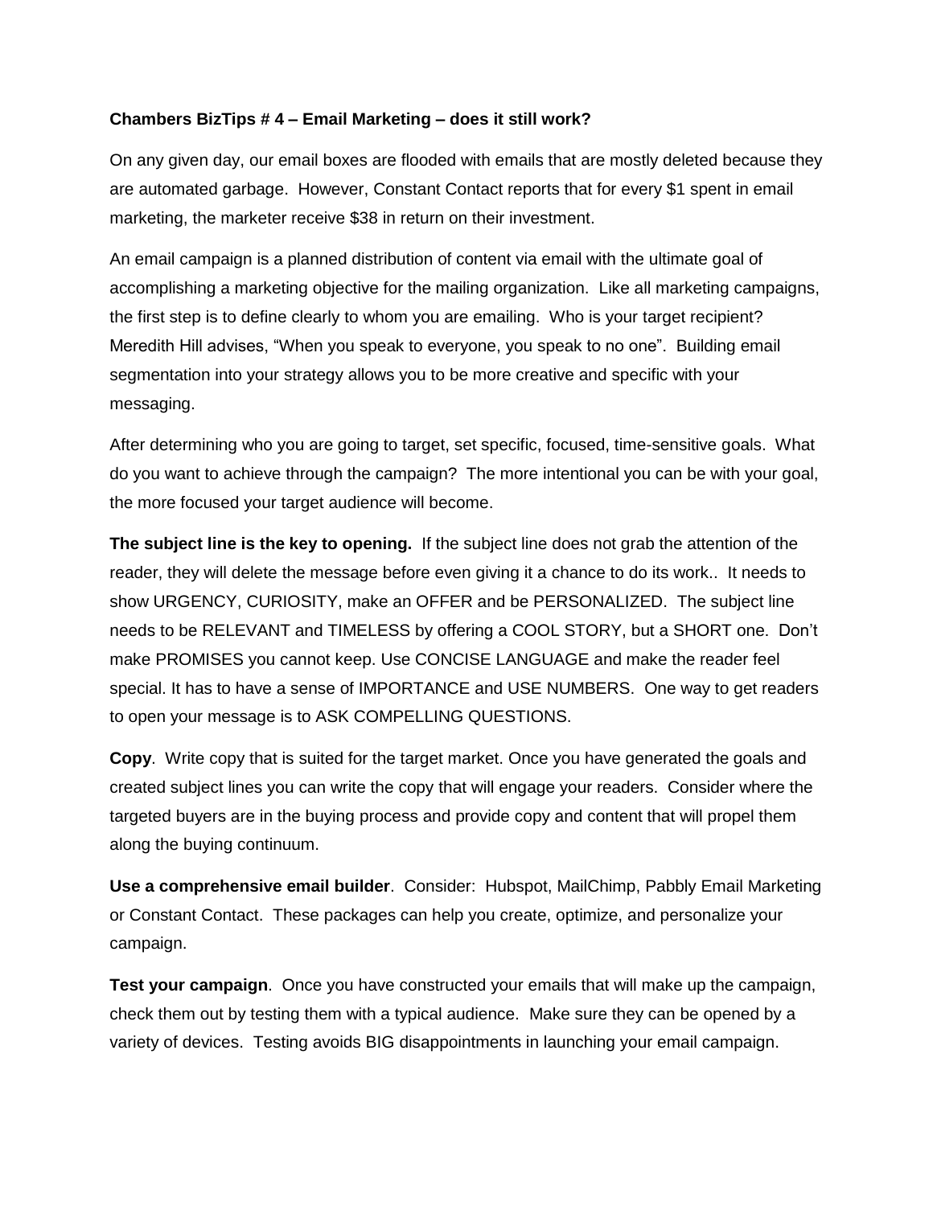**Chambers BizTips # 4 – Email Marketing – does it still work?**

On any given day, our email boxes are flooded with emails that are mostly deleted because they are automated garbage. However, Constant Contact reports that for every $1 spent in email marketing, the marketer receive $38 in return on their investment.

An email campaign is a planned distribution of content via email with the ultimate goal of accomplishing a marketing objective for the mailing organization. Like all marketing campaigns, the first step is to define clearly to whom you are emailing. Who is your target recipient? Meredith Hill advises, "When you speak to everyone, you speak to no one". Building email segmentation into your strategy allows you to be more creative and specific with your messaging.

After determining who you are going to target, set specific, focused, time-sensitive goals. What do you want to achieve through the campaign? The more intentional you can be with your goal, the more focused your target audience will become.

**The subject line is the key to opening.** If the subject line does not grab the attention of the reader, they will delete the message before even giving it a chance to do its work.. It needs to show URGENCY, CURIOSITY, make an OFFER and be PERSONALIZED. The subject line needs to be RELEVANT and TIMELESS by offering a COOL STORY, but a SHORT one. Don't make PROMISES you cannot keep. Use CONCISE LANGUAGE and make the reader feel special. It has to have a sense of IMPORTANCE and USE NUMBERS. One way to get readers to open your message is to ASK COMPELLING QUESTIONS.

**Copy**. Write copy that is suited for the target market. Once you have generated the goals and created subject lines you can write the copy that will engage your readers. Consider where the targeted buyers are in the buying process and provide copy and content that will propel them along the buying continuum.

**Use a comprehensive email builder**. Consider: Hubspot, MailChimp, Pabbly Email Marketing or Constant Contact. These packages can help you create, optimize, and personalize your campaign.

**Test your campaign**. Once you have constructed your emails that will make up the campaign, check them out by testing them with a typical audience. Make sure they can be opened by a variety of devices. Testing avoids BIG disappointments in launching your email campaign.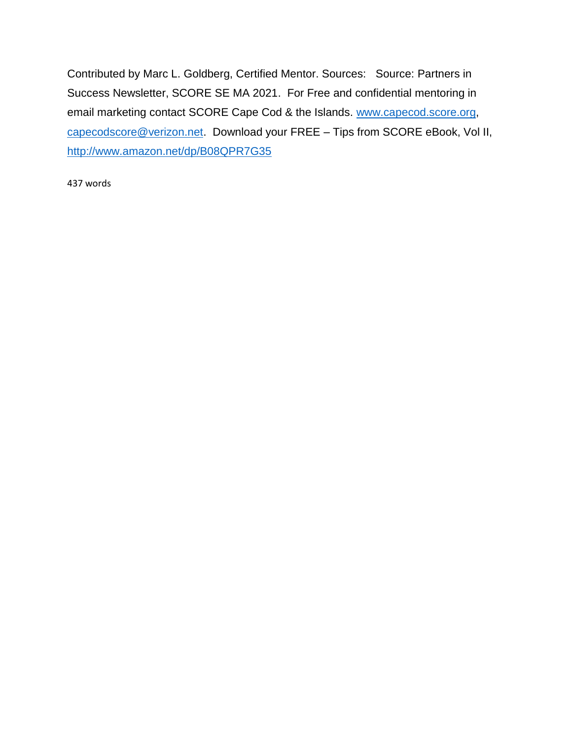Contributed by Marc L. Goldberg, Certified Mentor. Sources:  Source: Partners in Success Newsletter, SCORE SE MA 2021.  For Free and confidential mentoring in email marketing contact SCORE Cape Cod & the Islands. [www.capecod.score.org](www.capecod.score.org), [capecodscore@verizon.net](mailto:capecodscore@verizon.net).  Download your FREE – Tips from SCORE eBook, Vol II, [http://www.amazon.net/dp/B08QPR7G35](http://www.amazon.net/dp/B08QPR7G35)

437 words